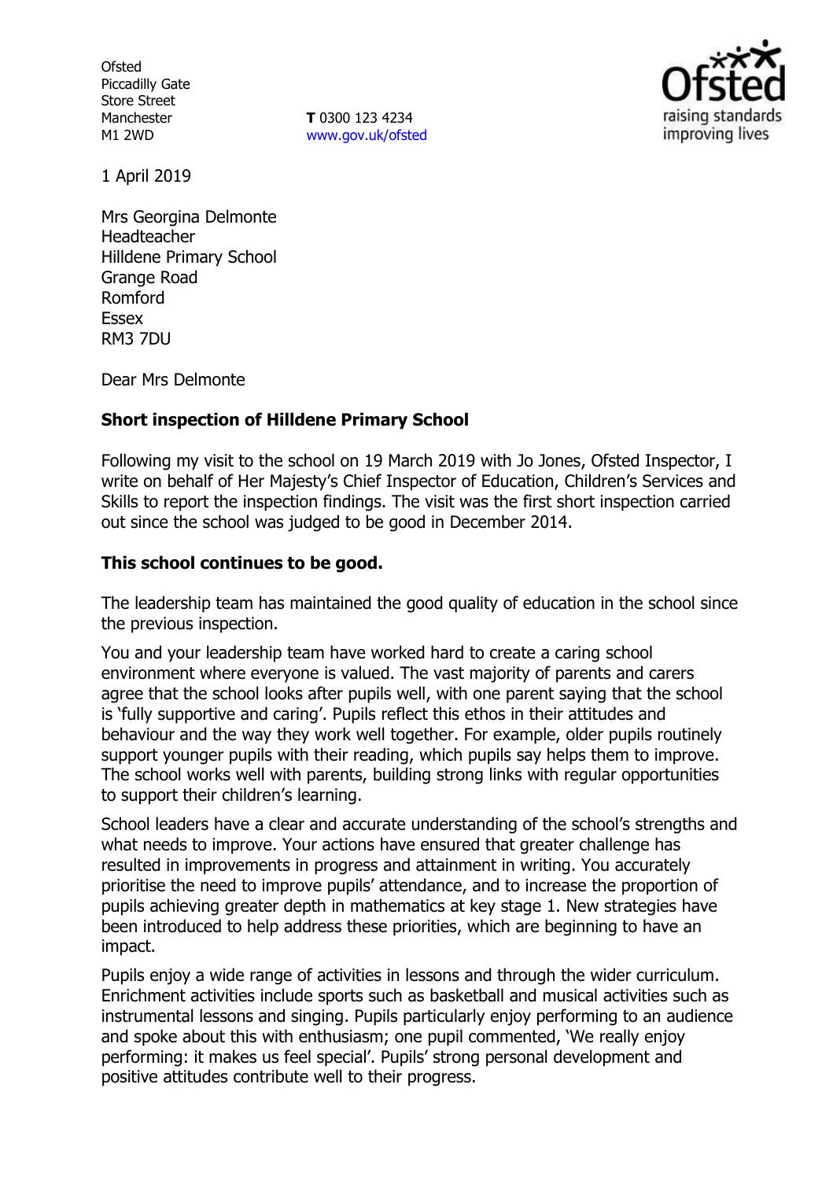Ofsted
Piccadilly Gate
Store Street
Manchester
M1 2WD

**T** 0300 123 4234
www.gov.uk/ofsted

1 April 2019

Mrs Georgina Delmonte
Headteacher
Hilldene Primary School
Grange Road
Romford
Essex
RM3 7DU

Dear Mrs Delmonte

**Short inspection of Hilldene Primary School**

Following my visit to the school on 19 March 2019 with Jo Jones, Ofsted Inspector, I write on behalf of Her Majesty's Chief Inspector of Education, Children's Services and Skills to report the inspection findings. The visit was the first short inspection carried out since the school was judged to be good in December 2014.

**This school continues to be good.**

The leadership team has maintained the good quality of education in the school since the previous inspection.

You and your leadership team have worked hard to create a caring school environment where everyone is valued. The vast majority of parents and carers agree that the school looks after pupils well, with one parent saying that the school is 'fully supportive and caring'. Pupils reflect this ethos in their attitudes and behaviour and the way they work well together. For example, older pupils routinely support younger pupils with their reading, which pupils say helps them to improve. The school works well with parents, building strong links with regular opportunities to support their children's learning.

School leaders have a clear and accurate understanding of the school's strengths and what needs to improve. Your actions have ensured that greater challenge has resulted in improvements in progress and attainment in writing. You accurately prioritise the need to improve pupils' attendance, and to increase the proportion of pupils achieving greater depth in mathematics at key stage 1. New strategies have been introduced to help address these priorities, which are beginning to have an impact.

Pupils enjoy a wide range of activities in lessons and through the wider curriculum. Enrichment activities include sports such as basketball and musical activities such as instrumental lessons and singing. Pupils particularly enjoy performing to an audience and spoke about this with enthusiasm; one pupil commented, 'We really enjoy performing: it makes us feel special'. Pupils' strong personal development and positive attitudes contribute well to their progress.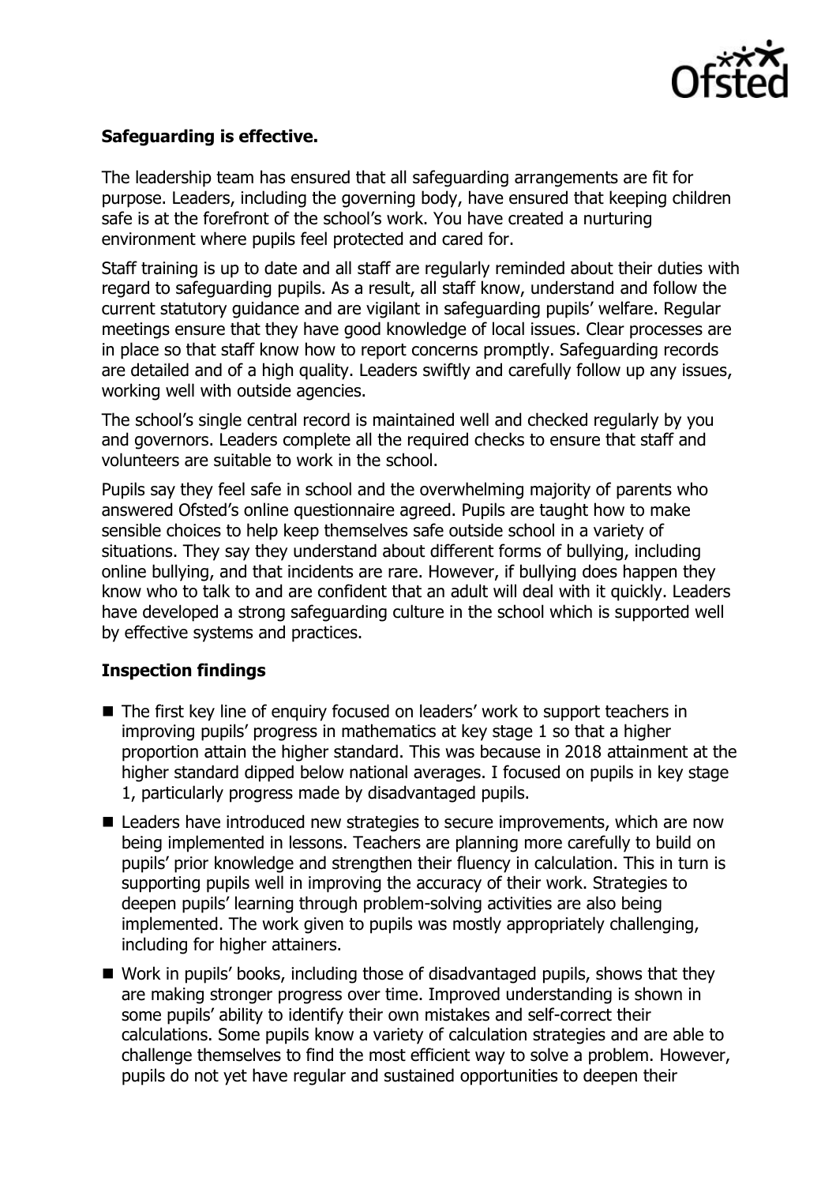**Safeguarding is effective.**

The leadership team has ensured that all safeguarding arrangements are fit for purpose. Leaders, including the governing body, have ensured that keeping children safe is at the forefront of the school's work. You have created a nurturing environment where pupils feel protected and cared for.

Staff training is up to date and all staff are regularly reminded about their duties with regard to safeguarding pupils. As a result, all staff know, understand and follow the current statutory guidance and are vigilant in safeguarding pupils' welfare. Regular meetings ensure that they have good knowledge of local issues. Clear processes are in place so that staff know how to report concerns promptly. Safeguarding records are detailed and of a high quality. Leaders swiftly and carefully follow up any issues, working well with outside agencies.

The school's single central record is maintained well and checked regularly by you and governors. Leaders complete all the required checks to ensure that staff and volunteers are suitable to work in the school.

Pupils say they feel safe in school and the overwhelming majority of parents who answered Ofsted's online questionnaire agreed. Pupils are taught how to make sensible choices to help keep themselves safe outside school in a variety of situations. They say they understand about different forms of bullying, including online bullying, and that incidents are rare. However, if bullying does happen they know who to talk to and are confident that an adult will deal with it quickly. Leaders have developed a strong safeguarding culture in the school which is supported well by effective systems and practices.

**Inspection findings**

- The first key line of enquiry focused on leaders' work to support teachers in improving pupils' progress in mathematics at key stage 1 so that a higher proportion attain the higher standard. This was because in 2018 attainment at the higher standard dipped below national averages. I focused on pupils in key stage 1, particularly progress made by disadvantaged pupils.
- Leaders have introduced new strategies to secure improvements, which are now being implemented in lessons. Teachers are planning more carefully to build on pupils' prior knowledge and strengthen their fluency in calculation. This in turn is supporting pupils well in improving the accuracy of their work. Strategies to deepen pupils' learning through problem-solving activities are also being implemented. The work given to pupils was mostly appropriately challenging, including for higher attainers.
- Work in pupils' books, including those of disadvantaged pupils, shows that they are making stronger progress over time. Improved understanding is shown in some pupils' ability to identify their own mistakes and self-correct their calculations. Some pupils know a variety of calculation strategies and are able to challenge themselves to find the most efficient way to solve a problem. However, pupils do not yet have regular and sustained opportunities to deepen their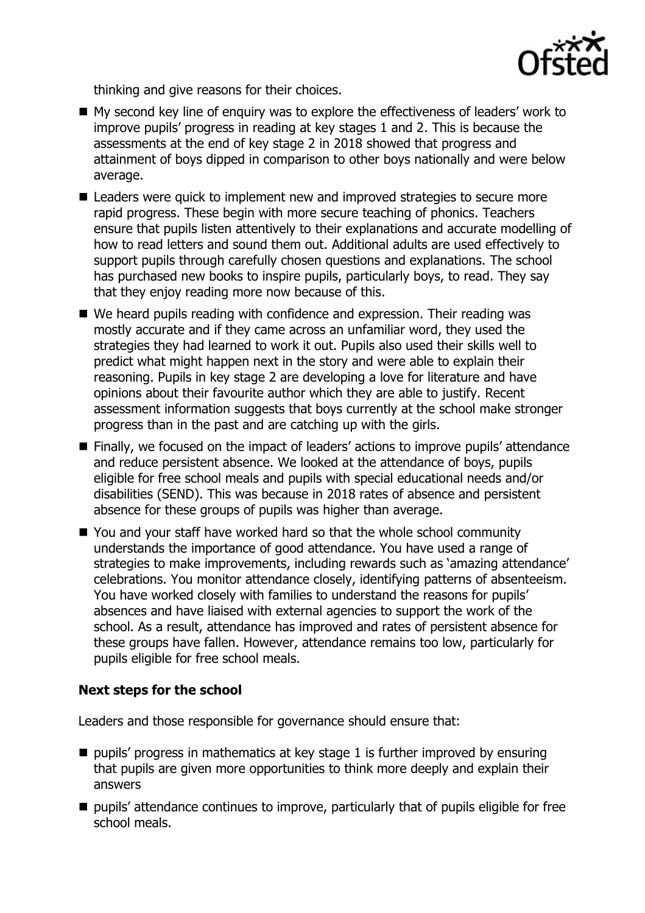thinking and give reasons for their choices.

- My second key line of enquiry was to explore the effectiveness of leaders' work to improve pupils' progress in reading at key stages 1 and 2. This is because the assessments at the end of key stage 2 in 2018 showed that progress and attainment of boys dipped in comparison to other boys nationally and were below average.
- Leaders were quick to implement new and improved strategies to secure more rapid progress. These begin with more secure teaching of phonics. Teachers ensure that pupils listen attentively to their explanations and accurate modelling of how to read letters and sound them out. Additional adults are used effectively to support pupils through carefully chosen questions and explanations. The school has purchased new books to inspire pupils, particularly boys, to read. They say that they enjoy reading more now because of this.
- We heard pupils reading with confidence and expression. Their reading was mostly accurate and if they came across an unfamiliar word, they used the strategies they had learned to work it out. Pupils also used their skills well to predict what might happen next in the story and were able to explain their reasoning. Pupils in key stage 2 are developing a love for literature and have opinions about their favourite author which they are able to justify. Recent assessment information suggests that boys currently at the school make stronger progress than in the past and are catching up with the girls.
- Finally, we focused on the impact of leaders' actions to improve pupils' attendance and reduce persistent absence. We looked at the attendance of boys, pupils eligible for free school meals and pupils with special educational needs and/or disabilities (SEND). This was because in 2018 rates of absence and persistent absence for these groups of pupils was higher than average.
- You and your staff have worked hard so that the whole school community understands the importance of good attendance. You have used a range of strategies to make improvements, including rewards such as 'amazing attendance' celebrations. You monitor attendance closely, identifying patterns of absenteeism. You have worked closely with families to understand the reasons for pupils' absences and have liaised with external agencies to support the work of the school. As a result, attendance has improved and rates of persistent absence for these groups have fallen. However, attendance remains too low, particularly for pupils eligible for free school meals.

## Next steps for the school

Leaders and those responsible for governance should ensure that:

- pupils' progress in mathematics at key stage 1 is further improved by ensuring that pupils are given more opportunities to think more deeply and explain their answers
- pupils' attendance continues to improve, particularly that of pupils eligible for free school meals.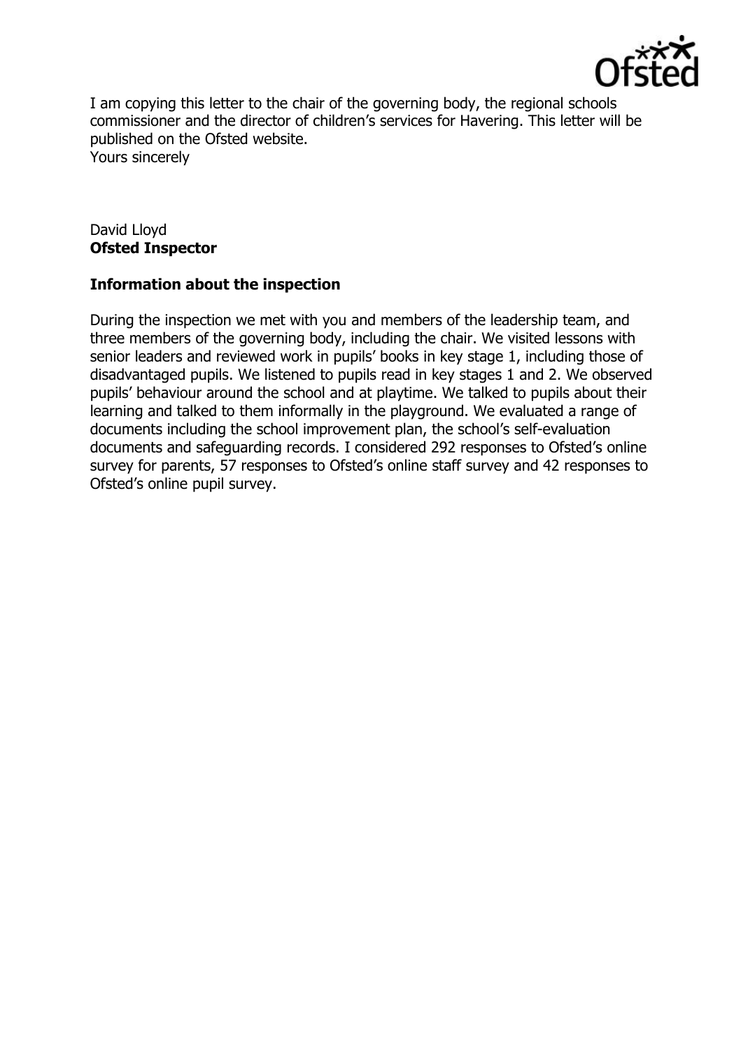I am copying this letter to the chair of the governing body, the regional schools commissioner and the director of children's services for Havering. This letter will be published on the Ofsted website.

Yours sincerely

David Lloyd
**Ofsted Inspector**

## Information about the inspection

During the inspection we met with you and members of the leadership team, and three members of the governing body, including the chair. We visited lessons with senior leaders and reviewed work in pupils' books in key stage 1, including those of disadvantaged pupils. We listened to pupils read in key stages 1 and 2. We observed pupils' behaviour around the school and at playtime. We talked to pupils about their learning and talked to them informally in the playground. We evaluated a range of documents including the school improvement plan, the school's self-evaluation documents and safeguarding records. I considered 292 responses to Ofsted's online survey for parents, 57 responses to Ofsted's online staff survey and 42 responses to Ofsted's online pupil survey.